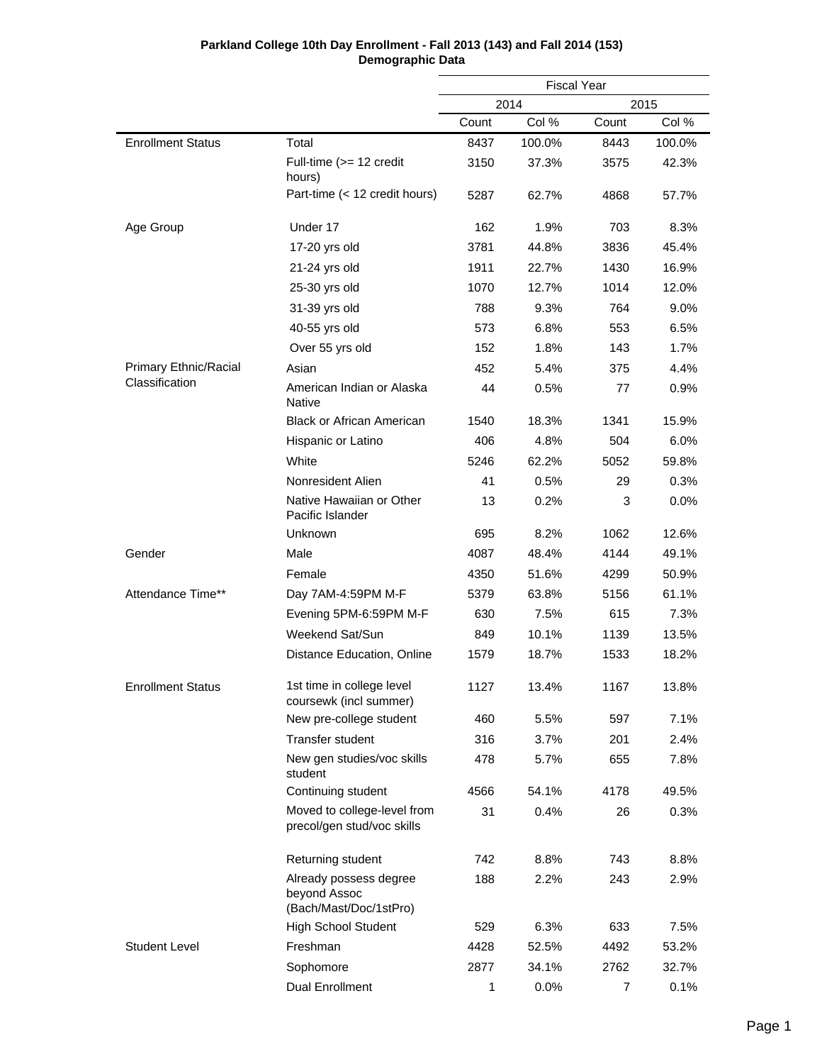**Parkland College 10th Day Enrollment - Fall 2013 (143) and Fall 2014 (153)**
**Demographic Data**

| | | Fiscal Year | | | |
|---|---|---|---|---|---|
| | | 2014 | | 2015 | |
| | | Count | Col % | Count | Col % |
| Enrollment Status | Total | 8437 | 100.0% | 8443 | 100.0% |
| | Full-time (>= 12 credit hours) | 3150 | 37.3% | 3575 | 42.3% |
| | Part-time (< 12 credit hours) | 5287 | 62.7% | 4868 | 57.7% |
| Age Group | Under 17 | 162 | 1.9% | 703 | 8.3% |
| | 17-20 yrs old | 3781 | 44.8% | 3836 | 45.4% |
| | 21-24 yrs old | 1911 | 22.7% | 1430 | 16.9% |
| | 25-30 yrs old | 1070 | 12.7% | 1014 | 12.0% |
| | 31-39 yrs old | 788 | 9.3% | 764 | 9.0% |
| | 40-55 yrs old | 573 | 6.8% | 553 | 6.5% |
| | Over 55 yrs old | 152 | 1.8% | 143 | 1.7% |
| Primary Ethnic/Racial Classification | Asian | 452 | 5.4% | 375 | 4.4% |
| | American Indian or Alaska Native | 44 | 0.5% | 77 | 0.9% |
| | Black or African American | 1540 | 18.3% | 1341 | 15.9% |
| | Hispanic or Latino | 406 | 4.8% | 504 | 6.0% |
| | White | 5246 | 62.2% | 5052 | 59.8% |
| | Nonresident Alien | 41 | 0.5% | 29 | 0.3% |
| | Native Hawaiian or Other Pacific Islander | 13 | 0.2% | 3 | 0.0% |
| | Unknown | 695 | 8.2% | 1062 | 12.6% |
| Gender | Male | 4087 | 48.4% | 4144 | 49.1% |
| | Female | 4350 | 51.6% | 4299 | 50.9% |
| Attendance Time** | Day 7AM-4:59PM M-F | 5379 | 63.8% | 5156 | 61.1% |
| | Evening 5PM-6:59PM M-F | 630 | 7.5% | 615 | 7.3% |
| | Weekend Sat/Sun | 849 | 10.1% | 1139 | 13.5% |
| | Distance Education, Online | 1579 | 18.7% | 1533 | 18.2% |
| Enrollment Status | 1st time in college level coursewk (incl summer) | 1127 | 13.4% | 1167 | 13.8% |
| | New pre-college student | 460 | 5.5% | 597 | 7.1% |
| | Transfer student | 316 | 3.7% | 201 | 2.4% |
| | New gen studies/voc skills student | 478 | 5.7% | 655 | 7.8% |
| | Continuing student | 4566 | 54.1% | 4178 | 49.5% |
| | Moved to college-level from precol/gen stud/voc skills | 31 | 0.4% | 26 | 0.3% |
| | Returning student | 742 | 8.8% | 743 | 8.8% |
| | Already possess degree beyond Assoc (Bach/Mast/Doc/1stPro) | 188 | 2.2% | 243 | 2.9% |
| | High School Student | 529 | 6.3% | 633 | 7.5% |
| Student Level | Freshman | 4428 | 52.5% | 4492 | 53.2% |
| | Sophomore | 2877 | 34.1% | 2762 | 32.7% |
| | Dual Enrollment | 1 | 0.0% | 7 | 0.1% |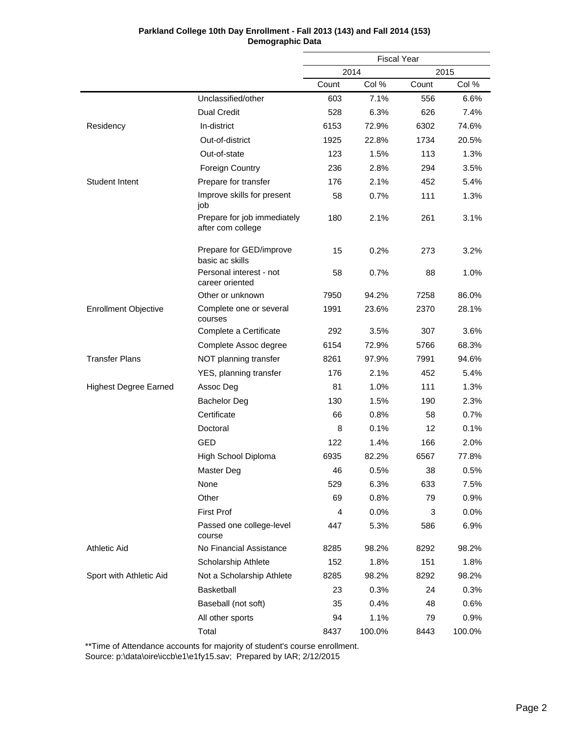**Parkland College 10th Day Enrollment - Fall 2013 (143) and Fall 2014 (153)**
**Demographic Data**

| | | Fiscal Year | | | |
|---|---|---|---|---|---|
| | | 2014 | | 2015 | |
| | | Count | Col % | Count | Col % |
| | Unclassified/other | 603 | 7.1% | 556 | 6.6% |
| | Dual Credit | 528 | 6.3% | 626 | 7.4% |
| Residency | In-district | 6153 | 72.9% | 6302 | 74.6% |
| | Out-of-district | 1925 | 22.8% | 1734 | 20.5% |
| | Out-of-state | 123 | 1.5% | 113 | 1.3% |
| | Foreign Country | 236 | 2.8% | 294 | 3.5% |
| Student Intent | Prepare for transfer | 176 | 2.1% | 452 | 5.4% |
| | Improve skills for present job | 58 | 0.7% | 111 | 1.3% |
| | Prepare for job immediately after com college | 180 | 2.1% | 261 | 3.1% |
| | Prepare for GED/improve basic ac skills | 15 | 0.2% | 273 | 3.2% |
| | Personal interest - not career oriented | 58 | 0.7% | 88 | 1.0% |
| | Other or unknown | 7950 | 94.2% | 7258 | 86.0% |
| Enrollment Objective | Complete one or several courses | 1991 | 23.6% | 2370 | 28.1% |
| | Complete a Certificate | 292 | 3.5% | 307 | 3.6% |
| | Complete Assoc degree | 6154 | 72.9% | 5766 | 68.3% |
| Transfer Plans | NOT planning transfer | 8261 | 97.9% | 7991 | 94.6% |
| | YES, planning transfer | 176 | 2.1% | 452 | 5.4% |
| Highest Degree Earned | Assoc Deg | 81 | 1.0% | 111 | 1.3% |
| | Bachelor Deg | 130 | 1.5% | 190 | 2.3% |
| | Certificate | 66 | 0.8% | 58 | 0.7% |
| | Doctoral | 8 | 0.1% | 12 | 0.1% |
| | GED | 122 | 1.4% | 166 | 2.0% |
| | High School Diploma | 6935 | 82.2% | 6567 | 77.8% |
| | Master Deg | 46 | 0.5% | 38 | 0.5% |
| | None | 529 | 6.3% | 633 | 7.5% |
| | Other | 69 | 0.8% | 79 | 0.9% |
| | First Prof | 4 | 0.0% | 3 | 0.0% |
| | Passed one college-level course | 447 | 5.3% | 586 | 6.9% |
| Athletic Aid | No Financial Assistance | 8285 | 98.2% | 8292 | 98.2% |
| | Scholarship Athlete | 152 | 1.8% | 151 | 1.8% |
| Sport with Athletic Aid | Not a Scholarship Athlete | 8285 | 98.2% | 8292 | 98.2% |
| | Basketball | 23 | 0.3% | 24 | 0.3% |
| | Baseball (not soft) | 35 | 0.4% | 48 | 0.6% |
| | All other sports | 94 | 1.1% | 79 | 0.9% |
| | Total | 8437 | 100.0% | 8443 | 100.0% |

**Time of Attendance accounts for majority of student's course enrollment.
Source: p:\data\oire\iccb\e1\e1fy15.sav; Prepared by IAR; 2/12/2015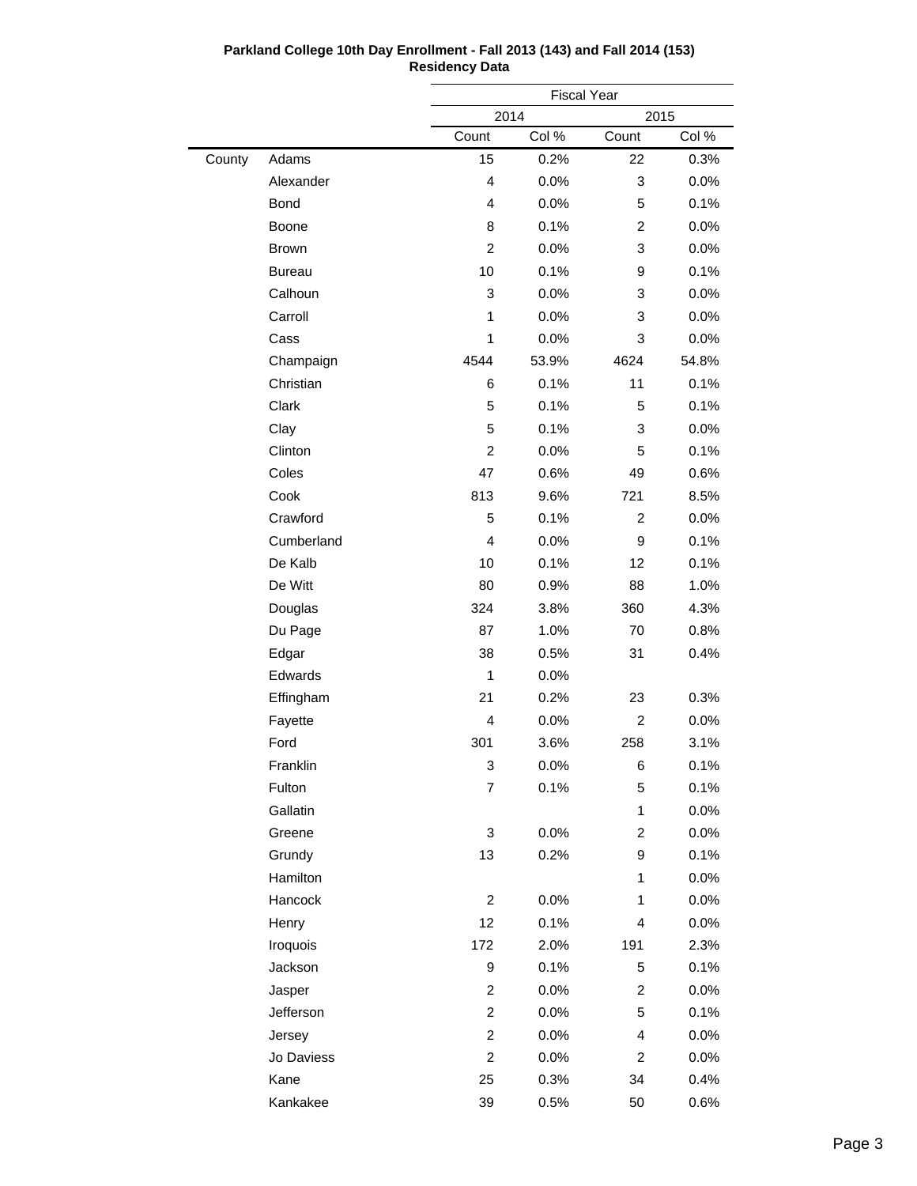**Parkland College 10th Day Enrollment - Fall 2013 (143) and Fall 2014 (153)**
**Residency Data**

| | | Fiscal Year | | | |
|---|---|---|---|---|---|
| | | 2014 | | 2015 | |
| | | Count | Col % | Count | Col % |
| County | Adams | 15 | 0.2% | 22 | 0.3% |
| | Alexander | 4 | 0.0% | 3 | 0.0% |
| | Bond | 4 | 0.0% | 5 | 0.1% |
| | Boone | 8 | 0.1% | 2 | 0.0% |
| | Brown | 2 | 0.0% | 3 | 0.0% |
| | Bureau | 10 | 0.1% | 9 | 0.1% |
| | Calhoun | 3 | 0.0% | 3 | 0.0% |
| | Carroll | 1 | 0.0% | 3 | 0.0% |
| | Cass | 1 | 0.0% | 3 | 0.0% |
| | Champaign | 4544 | 53.9% | 4624 | 54.8% |
| | Christian | 6 | 0.1% | 11 | 0.1% |
| | Clark | 5 | 0.1% | 5 | 0.1% |
| | Clay | 5 | 0.1% | 3 | 0.0% |
| | Clinton | 2 | 0.0% | 5 | 0.1% |
| | Coles | 47 | 0.6% | 49 | 0.6% |
| | Cook | 813 | 9.6% | 721 | 8.5% |
| | Crawford | 5 | 0.1% | 2 | 0.0% |
| | Cumberland | 4 | 0.0% | 9 | 0.1% |
| | De Kalb | 10 | 0.1% | 12 | 0.1% |
| | De Witt | 80 | 0.9% | 88 | 1.0% |
| | Douglas | 324 | 3.8% | 360 | 4.3% |
| | Du Page | 87 | 1.0% | 70 | 0.8% |
| | Edgar | 38 | 0.5% | 31 | 0.4% |
| | Edwards | 1 | 0.0% | | |
| | Effingham | 21 | 0.2% | 23 | 0.3% |
| | Fayette | 4 | 0.0% | 2 | 0.0% |
| | Ford | 301 | 3.6% | 258 | 3.1% |
| | Franklin | 3 | 0.0% | 6 | 0.1% |
| | Fulton | 7 | 0.1% | 5 | 0.1% |
| | Gallatin | | | 1 | 0.0% |
| | Greene | 3 | 0.0% | 2 | 0.0% |
| | Grundy | 13 | 0.2% | 9 | 0.1% |
| | Hamilton | | | 1 | 0.0% |
| | Hancock | 2 | 0.0% | 1 | 0.0% |
| | Henry | 12 | 0.1% | 4 | 0.0% |
| | Iroquois | 172 | 2.0% | 191 | 2.3% |
| | Jackson | 9 | 0.1% | 5 | 0.1% |
| | Jasper | 2 | 0.0% | 2 | 0.0% |
| | Jefferson | 2 | 0.0% | 5 | 0.1% |
| | Jersey | 2 | 0.0% | 4 | 0.0% |
| | Jo Daviess | 2 | 0.0% | 2 | 0.0% |
| | Kane | 25 | 0.3% | 34 | 0.4% |
| | Kankakee | 39 | 0.5% | 50 | 0.6% |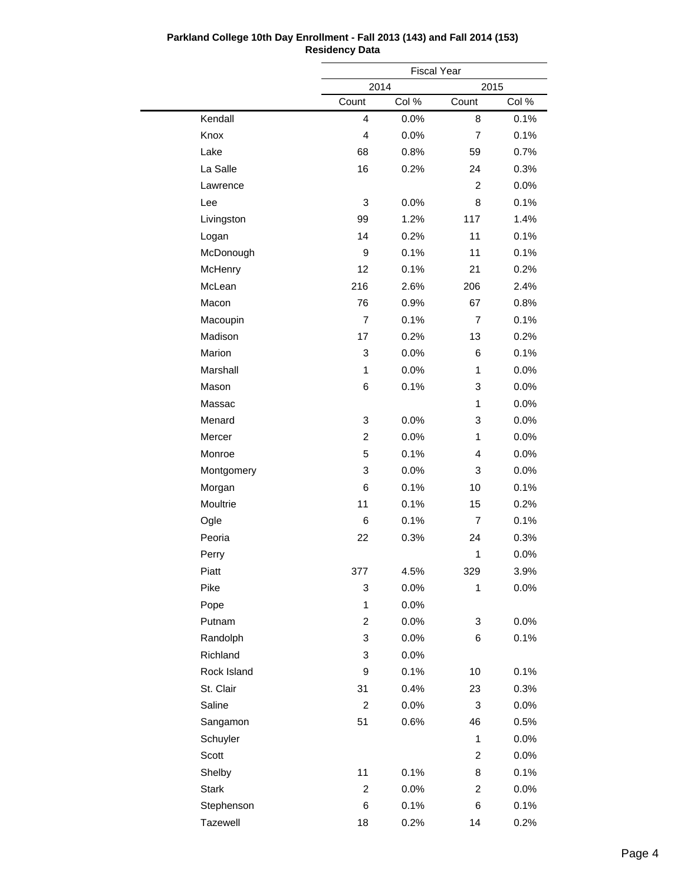**Parkland College 10th Day Enrollment - Fall 2013 (143) and Fall 2014 (153)**
**Residency Data**

| | Fiscal Year | | | |
|---|---|---|---|---|
| | 2014 | | 2015 | |
| | Count | Col % | Count | Col % |
| Kendall | 4 | 0.0% | 8 | 0.1% |
| Knox | 4 | 0.0% | 7 | 0.1% |
| Lake | 68 | 0.8% | 59 | 0.7% |
| La Salle | 16 | 0.2% | 24 | 0.3% |
| Lawrence | | | 2 | 0.0% |
| Lee | 3 | 0.0% | 8 | 0.1% |
| Livingston | 99 | 1.2% | 117 | 1.4% |
| Logan | 14 | 0.2% | 11 | 0.1% |
| McDonough | 9 | 0.1% | 11 | 0.1% |
| McHenry | 12 | 0.1% | 21 | 0.2% |
| McLean | 216 | 2.6% | 206 | 2.4% |
| Macon | 76 | 0.9% | 67 | 0.8% |
| Macoupin | 7 | 0.1% | 7 | 0.1% |
| Madison | 17 | 0.2% | 13 | 0.2% |
| Marion | 3 | 0.0% | 6 | 0.1% |
| Marshall | 1 | 0.0% | 1 | 0.0% |
| Mason | 6 | 0.1% | 3 | 0.0% |
| Massac | | | 1 | 0.0% |
| Menard | 3 | 0.0% | 3 | 0.0% |
| Mercer | 2 | 0.0% | 1 | 0.0% |
| Monroe | 5 | 0.1% | 4 | 0.0% |
| Montgomery | 3 | 0.0% | 3 | 0.0% |
| Morgan | 6 | 0.1% | 10 | 0.1% |
| Moultrie | 11 | 0.1% | 15 | 0.2% |
| Ogle | 6 | 0.1% | 7 | 0.1% |
| Peoria | 22 | 0.3% | 24 | 0.3% |
| Perry | | | 1 | 0.0% |
| Piatt | 377 | 4.5% | 329 | 3.9% |
| Pike | 3 | 0.0% | 1 | 0.0% |
| Pope | 1 | 0.0% | | |
| Putnam | 2 | 0.0% | 3 | 0.0% |
| Randolph | 3 | 0.0% | 6 | 0.1% |
| Richland | 3 | 0.0% | | |
| Rock Island | 9 | 0.1% | 10 | 0.1% |
| St. Clair | 31 | 0.4% | 23 | 0.3% |
| Saline | 2 | 0.0% | 3 | 0.0% |
| Sangamon | 51 | 0.6% | 46 | 0.5% |
| Schuyler | | | 1 | 0.0% |
| Scott | | | 2 | 0.0% |
| Shelby | 11 | 0.1% | 8 | 0.1% |
| Stark | 2 | 0.0% | 2 | 0.0% |
| Stephenson | 6 | 0.1% | 6 | 0.1% |
| Tazewell | 18 | 0.2% | 14 | 0.2% |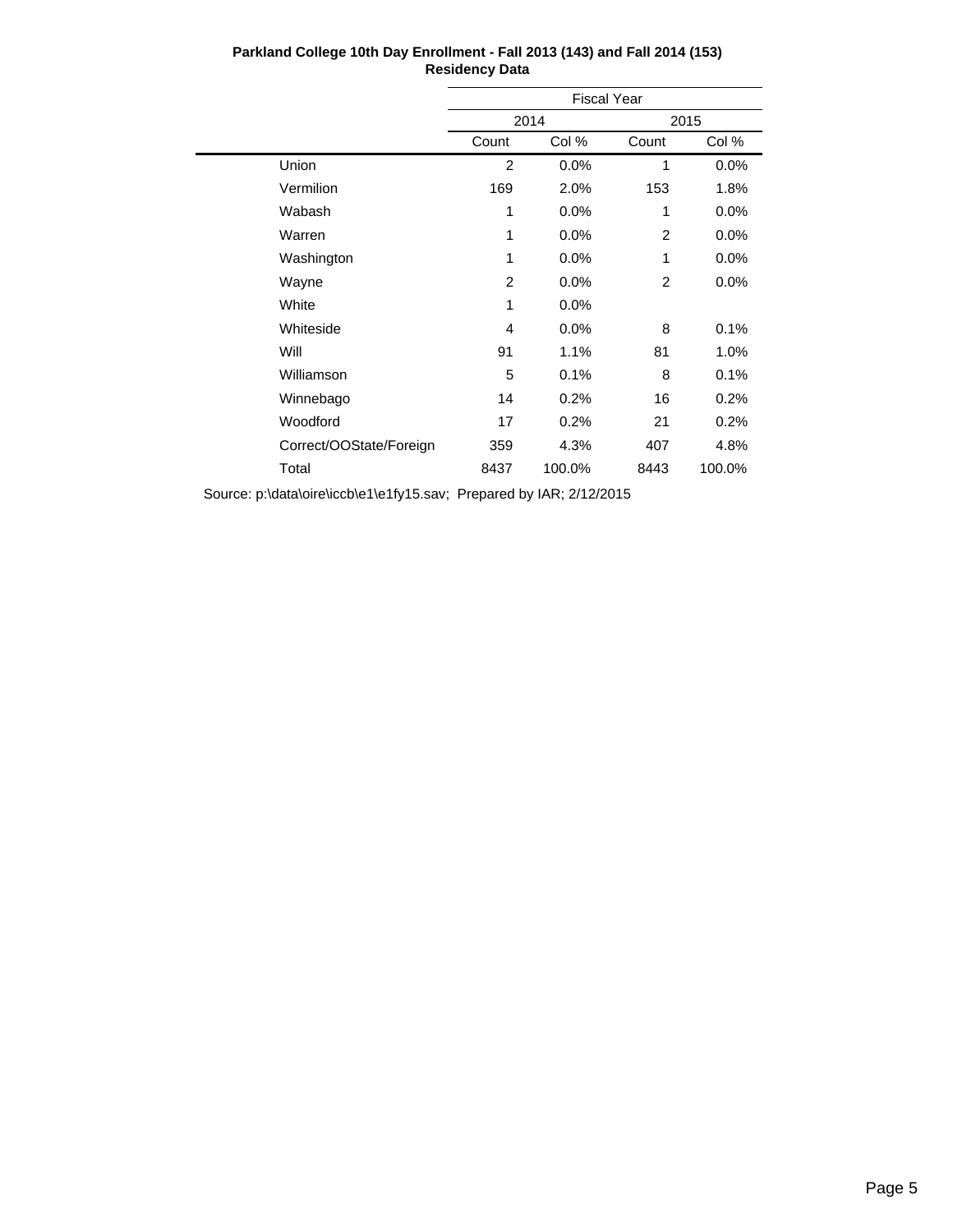**Parkland College 10th Day Enrollment - Fall 2013 (143) and Fall 2014 (153)**
**Residency Data**

| | Fiscal Year | | | |
|---|---|---|---|---|
| | 2014 | | 2015 | |
| | Count | Col % | Count | Col % |
| Union | 2 | 0.0% | 1 | 0.0% |
| Vermilion | 169 | 2.0% | 153 | 1.8% |
| Wabash | 1 | 0.0% | 1 | 0.0% |
| Warren | 1 | 0.0% | 2 | 0.0% |
| Washington | 1 | 0.0% | 1 | 0.0% |
| Wayne | 2 | 0.0% | 2 | 0.0% |
| White | 1 | 0.0% | | |
| Whiteside | 4 | 0.0% | 8 | 0.1% |
| Will | 91 | 1.1% | 81 | 1.0% |
| Williamson | 5 | 0.1% | 8 | 0.1% |
| Winnebago | 14 | 0.2% | 16 | 0.2% |
| Woodford | 17 | 0.2% | 21 | 0.2% |
| Correct/OOState/Foreign | 359 | 4.3% | 407 | 4.8% |
| Total | 8437 | 100.0% | 8443 | 100.0% |

Source: p:\data\oire\iccb\e1\e1fy15.sav; Prepared by IAR; 2/12/2015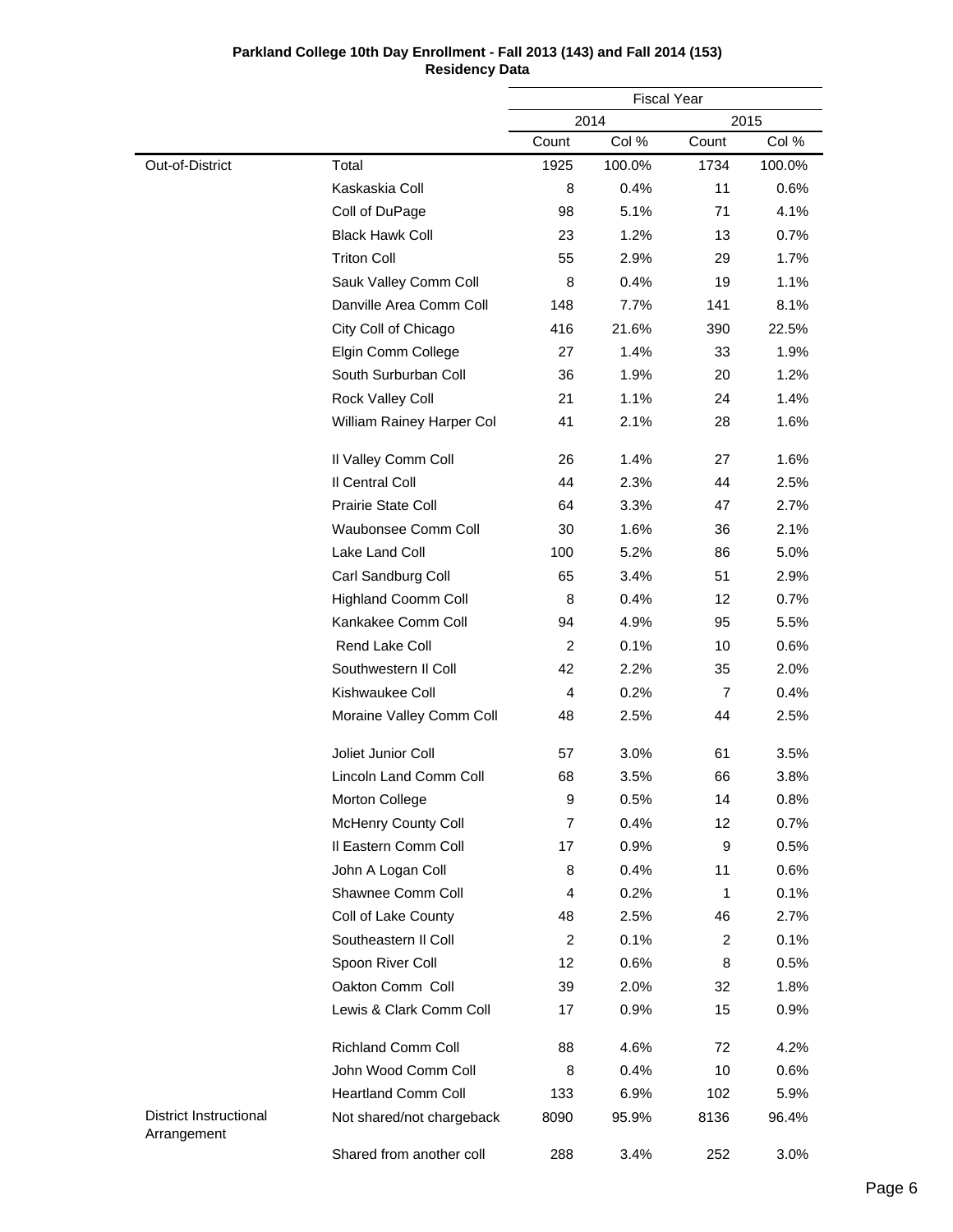**Parkland College 10th Day Enrollment - Fall 2013 (143) and Fall 2014 (153)**
**Residency Data**

| | | Fiscal Year | | | |
|---|---|---|---|---|---|
| | | 2014 | | 2015 | |
| | | Count | Col % | Count | Col % |
| Out-of-District | Total | 1925 | 100.0% | 1734 | 100.0% |
| | Kaskaskia Coll | 8 | 0.4% | 11 | 0.6% |
| | Coll of DuPage | 98 | 5.1% | 71 | 4.1% |
| | Black Hawk Coll | 23 | 1.2% | 13 | 0.7% |
| | Triton Coll | 55 | 2.9% | 29 | 1.7% |
| | Sauk Valley Comm Coll | 8 | 0.4% | 19 | 1.1% |
| | Danville Area Comm Coll | 148 | 7.7% | 141 | 8.1% |
| | City Coll of Chicago | 416 | 21.6% | 390 | 22.5% |
| | Elgin Comm College | 27 | 1.4% | 33 | 1.9% |
| | South Surburban Coll | 36 | 1.9% | 20 | 1.2% |
| | Rock Valley Coll | 21 | 1.1% | 24 | 1.4% |
| | William Rainey Harper Col | 41 | 2.1% | 28 | 1.6% |
| | Il Valley Comm Coll | 26 | 1.4% | 27 | 1.6% |
| | Il Central Coll | 44 | 2.3% | 44 | 2.5% |
| | Prairie State Coll | 64 | 3.3% | 47 | 2.7% |
| | Waubonsee Comm Coll | 30 | 1.6% | 36 | 2.1% |
| | Lake Land Coll | 100 | 5.2% | 86 | 5.0% |
| | Carl Sandburg Coll | 65 | 3.4% | 51 | 2.9% |
| | Highland Coomm Coll | 8 | 0.4% | 12 | 0.7% |
| | Kankakee Comm Coll | 94 | 4.9% | 95 | 5.5% |
| | Rend Lake Coll | 2 | 0.1% | 10 | 0.6% |
| | Southwestern Il Coll | 42 | 2.2% | 35 | 2.0% |
| | Kishwaukee Coll | 4 | 0.2% | 7 | 0.4% |
| | Moraine Valley Comm Coll | 48 | 2.5% | 44 | 2.5% |
| | Joliet Junior Coll | 57 | 3.0% | 61 | 3.5% |
| | Lincoln Land Comm Coll | 68 | 3.5% | 66 | 3.8% |
| | Morton College | 9 | 0.5% | 14 | 0.8% |
| | McHenry County Coll | 7 | 0.4% | 12 | 0.7% |
| | Il Eastern Comm Coll | 17 | 0.9% | 9 | 0.5% |
| | John A Logan Coll | 8 | 0.4% | 11 | 0.6% |
| | Shawnee Comm Coll | 4 | 0.2% | 1 | 0.1% |
| | Coll of Lake County | 48 | 2.5% | 46 | 2.7% |
| | Southeastern Il Coll | 2 | 0.1% | 2 | 0.1% |
| | Spoon River Coll | 12 | 0.6% | 8 | 0.5% |
| | Oakton Comm Coll | 39 | 2.0% | 32 | 1.8% |
| | Lewis & Clark Comm Coll | 17 | 0.9% | 15 | 0.9% |
| | Richland Comm Coll | 88 | 4.6% | 72 | 4.2% |
| | John Wood Comm Coll | 8 | 0.4% | 10 | 0.6% |
| | Heartland Comm Coll | 133 | 6.9% | 102 | 5.9% |
| District Instructional Arrangement | Not shared/not chargeback | 8090 | 95.9% | 8136 | 96.4% |
| | Shared from another coll | 288 | 3.4% | 252 | 3.0% |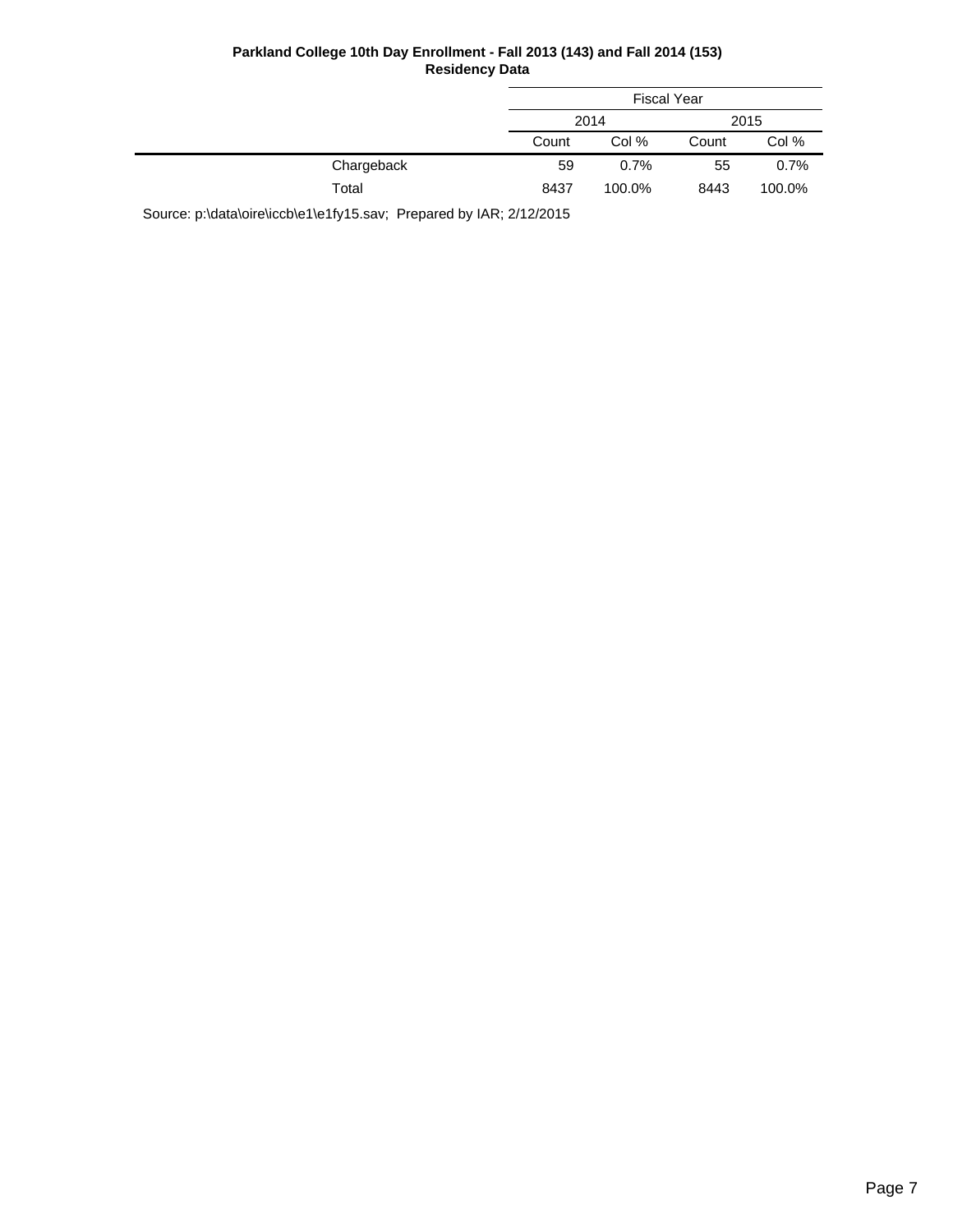**Parkland College 10th Day Enrollment - Fall 2013 (143) and Fall 2014 (153)**
**Residency Data**

| | Fiscal Year | | | |
|---|---|---|---|---|
| | 2014 | | 2015 | |
| | Count | Col % | Count | Col % |
| Chargeback | 59 | 0.7% | 55 | 0.7% |
| Total | 8437 | 100.0% | 8443 | 100.0% |

Source: p:\data\oire\iccb\e1\e1fy15.sav; Prepared by IAR; 2/12/2015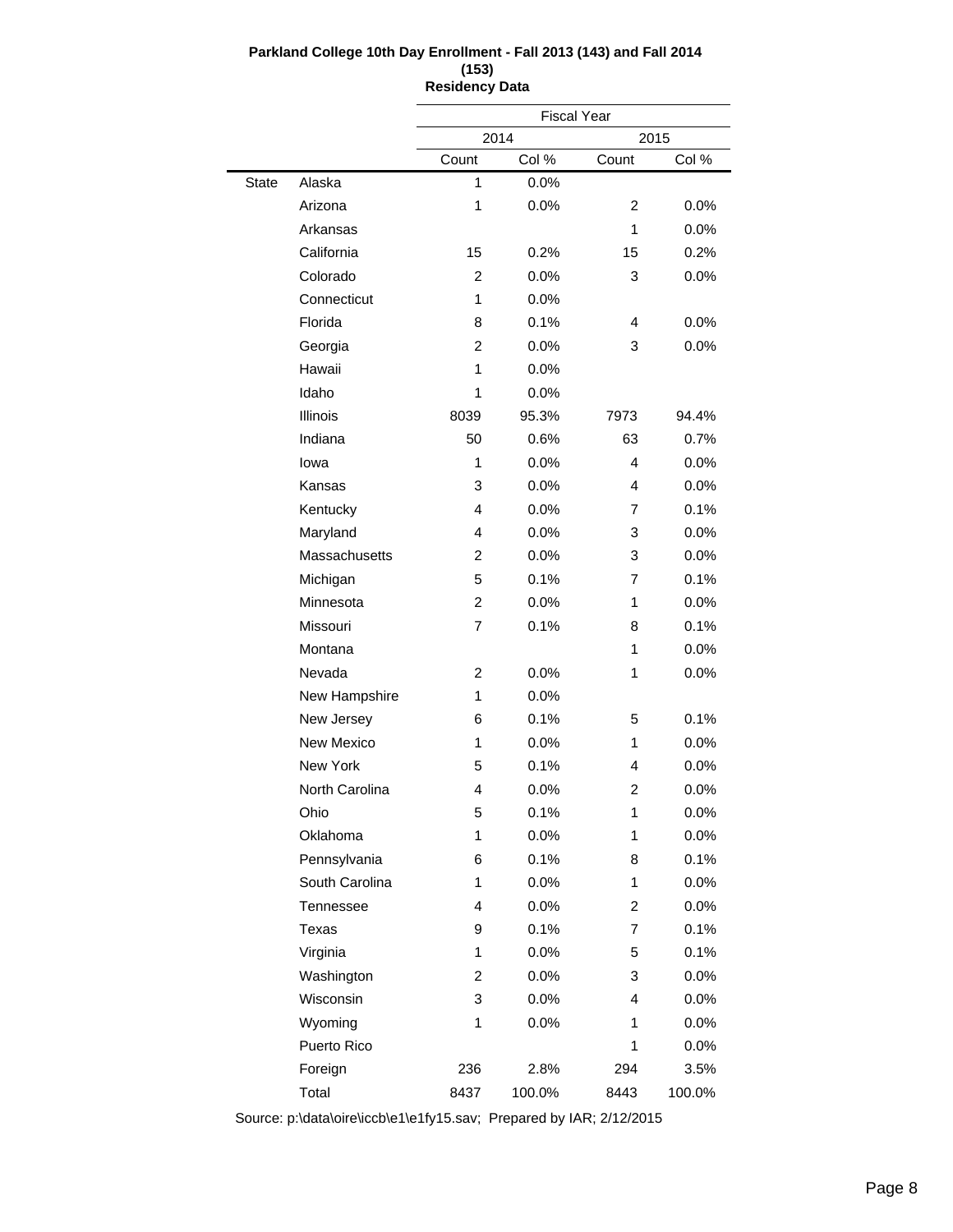**Parkland College 10th Day Enrollment - Fall 2013 (143) and Fall 2014 (153)**
**Residency Data**

| | | Fiscal Year | | | |
|---|---|---|---|---|---|
| | | 2014 | | 2015 | |
| | | Count | Col % | Count | Col % |
| State | Alaska | 1 | 0.0% | | |
| | Arizona | 1 | 0.0% | 2 | 0.0% |
| | Arkansas | | | 1 | 0.0% |
| | California | 15 | 0.2% | 15 | 0.2% |
| | Colorado | 2 | 0.0% | 3 | 0.0% |
| | Connecticut | 1 | 0.0% | | |
| | Florida | 8 | 0.1% | 4 | 0.0% |
| | Georgia | 2 | 0.0% | 3 | 0.0% |
| | Hawaii | 1 | 0.0% | | |
| | Idaho | 1 | 0.0% | | |
| | Illinois | 8039 | 95.3% | 7973 | 94.4% |
| | Indiana | 50 | 0.6% | 63 | 0.7% |
| | Iowa | 1 | 0.0% | 4 | 0.0% |
| | Kansas | 3 | 0.0% | 4 | 0.0% |
| | Kentucky | 4 | 0.0% | 7 | 0.1% |
| | Maryland | 4 | 0.0% | 3 | 0.0% |
| | Massachusetts | 2 | 0.0% | 3 | 0.0% |
| | Michigan | 5 | 0.1% | 7 | 0.1% |
| | Minnesota | 2 | 0.0% | 1 | 0.0% |
| | Missouri | 7 | 0.1% | 8 | 0.1% |
| | Montana | | | 1 | 0.0% |
| | Nevada | 2 | 0.0% | 1 | 0.0% |
| | New Hampshire | 1 | 0.0% | | |
| | New Jersey | 6 | 0.1% | 5 | 0.1% |
| | New Mexico | 1 | 0.0% | 1 | 0.0% |
| | New York | 5 | 0.1% | 4 | 0.0% |
| | North Carolina | 4 | 0.0% | 2 | 0.0% |
| | Ohio | 5 | 0.1% | 1 | 0.0% |
| | Oklahoma | 1 | 0.0% | 1 | 0.0% |
| | Pennsylvania | 6 | 0.1% | 8 | 0.1% |
| | South Carolina | 1 | 0.0% | 1 | 0.0% |
| | Tennessee | 4 | 0.0% | 2 | 0.0% |
| | Texas | 9 | 0.1% | 7 | 0.1% |
| | Virginia | 1 | 0.0% | 5 | 0.1% |
| | Washington | 2 | 0.0% | 3 | 0.0% |
| | Wisconsin | 3 | 0.0% | 4 | 0.0% |
| | Wyoming | 1 | 0.0% | 1 | 0.0% |
| | Puerto Rico | | | 1 | 0.0% |
| | Foreign | 236 | 2.8% | 294 | 3.5% |
| | Total | 8437 | 100.0% | 8443 | 100.0% |

Source: p:\data\oire\iccb\e1\e1fy15.sav; Prepared by IAR; 2/12/2015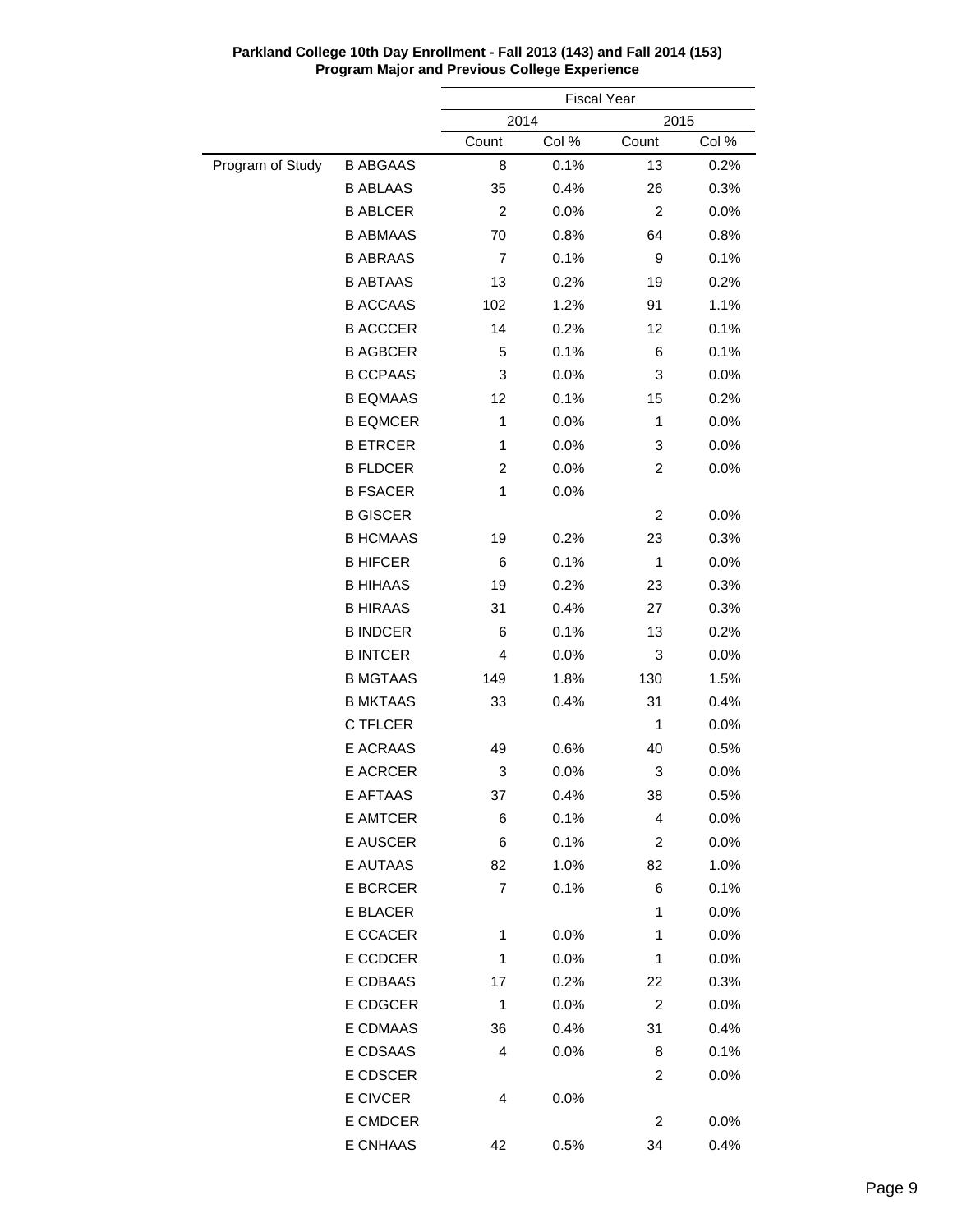**Parkland College 10th Day Enrollment - Fall 2013 (143) and Fall 2014 (153)**
**Program Major and Previous College Experience**

| | | Fiscal Year | | | |
|---|---|---|---|---|---|
| | | 2014 | | 2015 | |
| | | Count | Col % | Count | Col % |
| Program of Study | B ABGAAS | 8 | 0.1% | 13 | 0.2% |
| | B ABLAAS | 35 | 0.4% | 26 | 0.3% |
| | B ABLCER | 2 | 0.0% | 2 | 0.0% |
| | B ABMAAS | 70 | 0.8% | 64 | 0.8% |
| | B ABRAAS | 7 | 0.1% | 9 | 0.1% |
| | B ABTAAS | 13 | 0.2% | 19 | 0.2% |
| | B ACCAAS | 102 | 1.2% | 91 | 1.1% |
| | B ACCCER | 14 | 0.2% | 12 | 0.1% |
| | B AGBCER | 5 | 0.1% | 6 | 0.1% |
| | B CCPAAS | 3 | 0.0% | 3 | 0.0% |
| | B EQMAAS | 12 | 0.1% | 15 | 0.2% |
| | B EQMCER | 1 | 0.0% | 1 | 0.0% |
| | B ETRCER | 1 | 0.0% | 3 | 0.0% |
| | B FLDCER | 2 | 0.0% | 2 | 0.0% |
| | B FSACER | 1 | 0.0% | | |
| | B GISCER | | | 2 | 0.0% |
| | B HCMAAS | 19 | 0.2% | 23 | 0.3% |
| | B HIFCER | 6 | 0.1% | 1 | 0.0% |
| | B HIHAAS | 19 | 0.2% | 23 | 0.3% |
| | B HIRAAS | 31 | 0.4% | 27 | 0.3% |
| | B INDCER | 6 | 0.1% | 13 | 0.2% |
| | B INTCER | 4 | 0.0% | 3 | 0.0% |
| | B MGTAAS | 149 | 1.8% | 130 | 1.5% |
| | B MKTAAS | 33 | 0.4% | 31 | 0.4% |
| | C TFLCER | | | 1 | 0.0% |
| | E ACRAAS | 49 | 0.6% | 40 | 0.5% |
| | E ACRCER | 3 | 0.0% | 3 | 0.0% |
| | E AFTAAS | 37 | 0.4% | 38 | 0.5% |
| | E AMTCER | 6 | 0.1% | 4 | 0.0% |
| | E AUSCER | 6 | 0.1% | 2 | 0.0% |
| | E AUTAAS | 82 | 1.0% | 82 | 1.0% |
| | E BCRCER | 7 | 0.1% | 6 | 0.1% |
| | E BLACER | | | 1 | 0.0% |
| | E CCACER | 1 | 0.0% | 1 | 0.0% |
| | E CCDCER | 1 | 0.0% | 1 | 0.0% |
| | E CDBAAS | 17 | 0.2% | 22 | 0.3% |
| | E CDGCER | 1 | 0.0% | 2 | 0.0% |
| | E CDMAAS | 36 | 0.4% | 31 | 0.4% |
| | E CDSAAS | 4 | 0.0% | 8 | 0.1% |
| | E CDSCER | | | 2 | 0.0% |
| | E CIVCER | 4 | 0.0% | | |
| | E CMDCER | | | 2 | 0.0% |
| | E CNHAAS | 42 | 0.5% | 34 | 0.4% |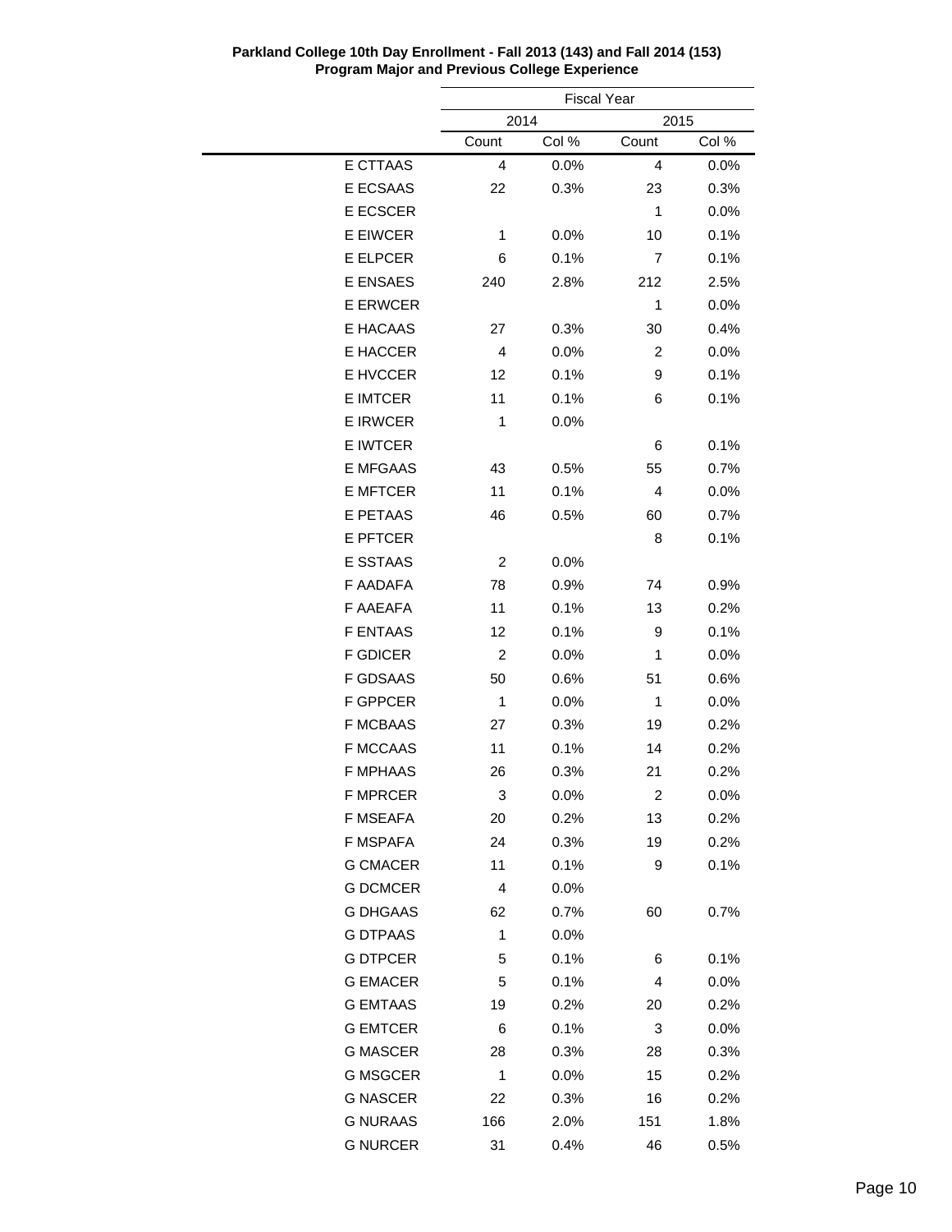**Parkland College 10th Day Enrollment - Fall 2013 (143) and Fall 2014 (153)**
**Program Major and Previous College Experience**

| | Fiscal Year | | | |
|---|---|---|---|---|
| | 2014 | | 2015 | |
| | Count | Col % | Count | Col % |
| E CTTAAS | 4 | 0.0% | 4 | 0.0% |
| E ECSAAS | 22 | 0.3% | 23 | 0.3% |
| E ECSCER | | | 1 | 0.0% |
| E EIWCER | 1 | 0.0% | 10 | 0.1% |
| E ELPCER | 6 | 0.1% | 7 | 0.1% |
| E ENSAES | 240 | 2.8% | 212 | 2.5% |
| E ERWCER | | | 1 | 0.0% |
| E HACAAS | 27 | 0.3% | 30 | 0.4% |
| E HACCER | 4 | 0.0% | 2 | 0.0% |
| E HVCCER | 12 | 0.1% | 9 | 0.1% |
| E IMTCER | 11 | 0.1% | 6 | 0.1% |
| E IRWCER | 1 | 0.0% | | |
| E IWTCER | | | 6 | 0.1% |
| E MFGAAS | 43 | 0.5% | 55 | 0.7% |
| E MFTCER | 11 | 0.1% | 4 | 0.0% |
| E PETAAS | 46 | 0.5% | 60 | 0.7% |
| E PFTCER | | | 8 | 0.1% |
| E SSTAAS | 2 | 0.0% | | |
| F AADAFA | 78 | 0.9% | 74 | 0.9% |
| F AAEAFA | 11 | 0.1% | 13 | 0.2% |
| F ENTAAS | 12 | 0.1% | 9 | 0.1% |
| F GDICER | 2 | 0.0% | 1 | 0.0% |
| F GDSAAS | 50 | 0.6% | 51 | 0.6% |
| F GPPCER | 1 | 0.0% | 1 | 0.0% |
| F MCBAAS | 27 | 0.3% | 19 | 0.2% |
| F MCCAAS | 11 | 0.1% | 14 | 0.2% |
| F MPHAAS | 26 | 0.3% | 21 | 0.2% |
| F MPRCER | 3 | 0.0% | 2 | 0.0% |
| F MSEAFA | 20 | 0.2% | 13 | 0.2% |
| F MSPAFA | 24 | 0.3% | 19 | 0.2% |
| G CMACER | 11 | 0.1% | 9 | 0.1% |
| G DCMCER | 4 | 0.0% | | |
| G DHGAAS | 62 | 0.7% | 60 | 0.7% |
| G DTPAAS | 1 | 0.0% | | |
| G DTPCER | 5 | 0.1% | 6 | 0.1% |
| G EMACER | 5 | 0.1% | 4 | 0.0% |
| G EMTAAS | 19 | 0.2% | 20 | 0.2% |
| G EMTCER | 6 | 0.1% | 3 | 0.0% |
| G MASCER | 28 | 0.3% | 28 | 0.3% |
| G MSGCER | 1 | 0.0% | 15 | 0.2% |
| G NASCER | 22 | 0.3% | 16 | 0.2% |
| G NURAAS | 166 | 2.0% | 151 | 1.8% |
| G NURCER | 31 | 0.4% | 46 | 0.5% |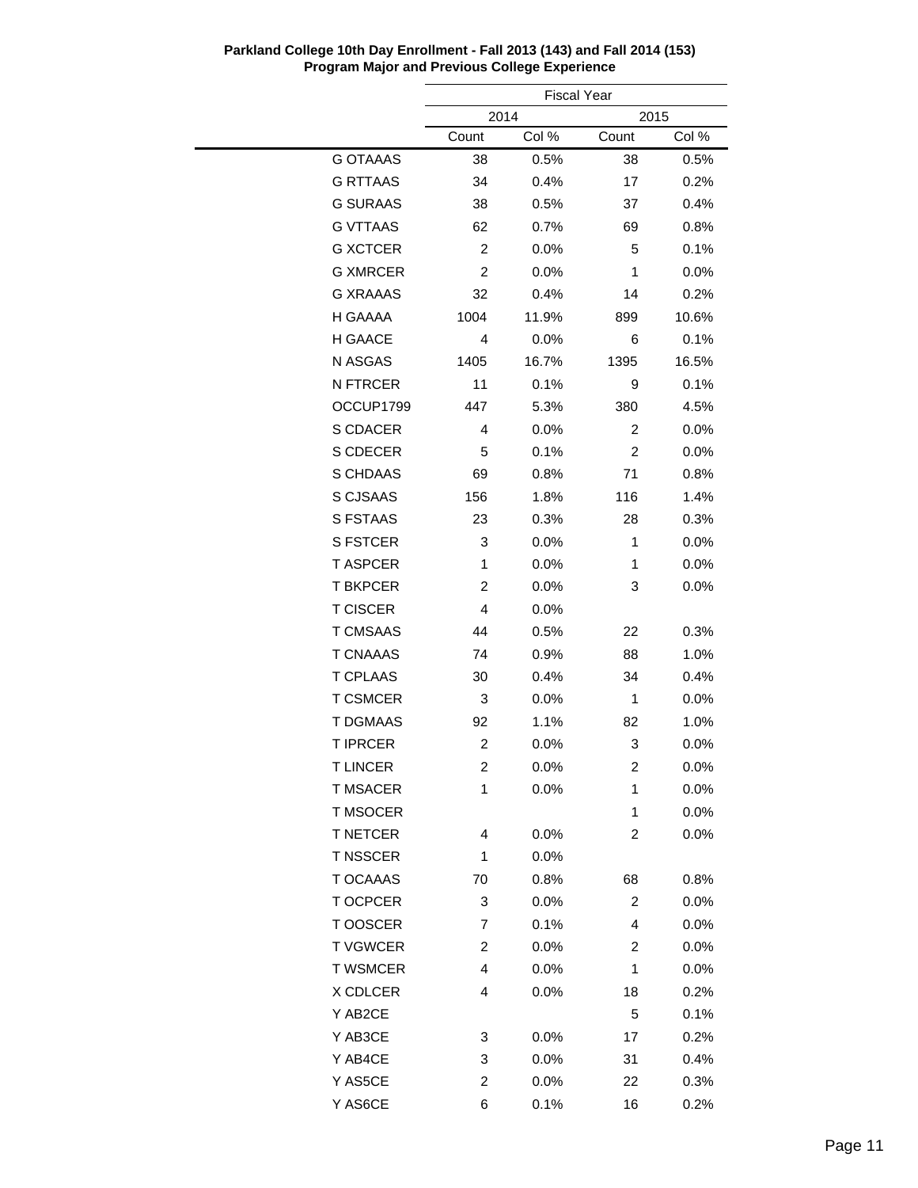**Parkland College 10th Day Enrollment - Fall 2013 (143) and Fall 2014 (153)**
**Program Major and Previous College Experience**

| | Fiscal Year | | | |
|---|---|---|---|---|
| | 2014 | | 2015 | |
| | Count | Col % | Count | Col % |
| G OTAAAS | 38 | 0.5% | 38 | 0.5% |
| G RTTAAS | 34 | 0.4% | 17 | 0.2% |
| G SURAAS | 38 | 0.5% | 37 | 0.4% |
| G VTTAAS | 62 | 0.7% | 69 | 0.8% |
| G XCTCER | 2 | 0.0% | 5 | 0.1% |
| G XMRCER | 2 | 0.0% | 1 | 0.0% |
| G XRAAAS | 32 | 0.4% | 14 | 0.2% |
| H GAAAA | 1004 | 11.9% | 899 | 10.6% |
| H GAACE | 4 | 0.0% | 6 | 0.1% |
| N ASGAS | 1405 | 16.7% | 1395 | 16.5% |
| N FTRCER | 11 | 0.1% | 9 | 0.1% |
| OCCUP1799 | 447 | 5.3% | 380 | 4.5% |
| S CDACER | 4 | 0.0% | 2 | 0.0% |
| S CDECER | 5 | 0.1% | 2 | 0.0% |
| S CHDAAS | 69 | 0.8% | 71 | 0.8% |
| S CJSAAS | 156 | 1.8% | 116 | 1.4% |
| S FSTAAS | 23 | 0.3% | 28 | 0.3% |
| S FSTCER | 3 | 0.0% | 1 | 0.0% |
| T ASPCER | 1 | 0.0% | 1 | 0.0% |
| T BKPCER | 2 | 0.0% | 3 | 0.0% |
| T CISCER | 4 | 0.0% | | |
| T CMSAAS | 44 | 0.5% | 22 | 0.3% |
| T CNAAAS | 74 | 0.9% | 88 | 1.0% |
| T CPLAAS | 30 | 0.4% | 34 | 0.4% |
| T CSMCER | 3 | 0.0% | 1 | 0.0% |
| T DGMAAS | 92 | 1.1% | 82 | 1.0% |
| T IPRCER | 2 | 0.0% | 3 | 0.0% |
| T LINCER | 2 | 0.0% | 2 | 0.0% |
| T MSACER | 1 | 0.0% | 1 | 0.0% |
| T MSOCER | | | 1 | 0.0% |
| T NETCER | 4 | 0.0% | 2 | 0.0% |
| T NSSCER | 1 | 0.0% | | |
| T OCAAAS | 70 | 0.8% | 68 | 0.8% |
| T OCPCER | 3 | 0.0% | 2 | 0.0% |
| T OOSCER | 7 | 0.1% | 4 | 0.0% |
| T VGWCER | 2 | 0.0% | 2 | 0.0% |
| T WSMCER | 4 | 0.0% | 1 | 0.0% |
| X CDLCER | 4 | 0.0% | 18 | 0.2% |
| Y AB2CE | | | 5 | 0.1% |
| Y AB3CE | 3 | 0.0% | 17 | 0.2% |
| Y AB4CE | 3 | 0.0% | 31 | 0.4% |
| Y AS5CE | 2 | 0.0% | 22 | 0.3% |
| Y AS6CE | 6 | 0.1% | 16 | 0.2% |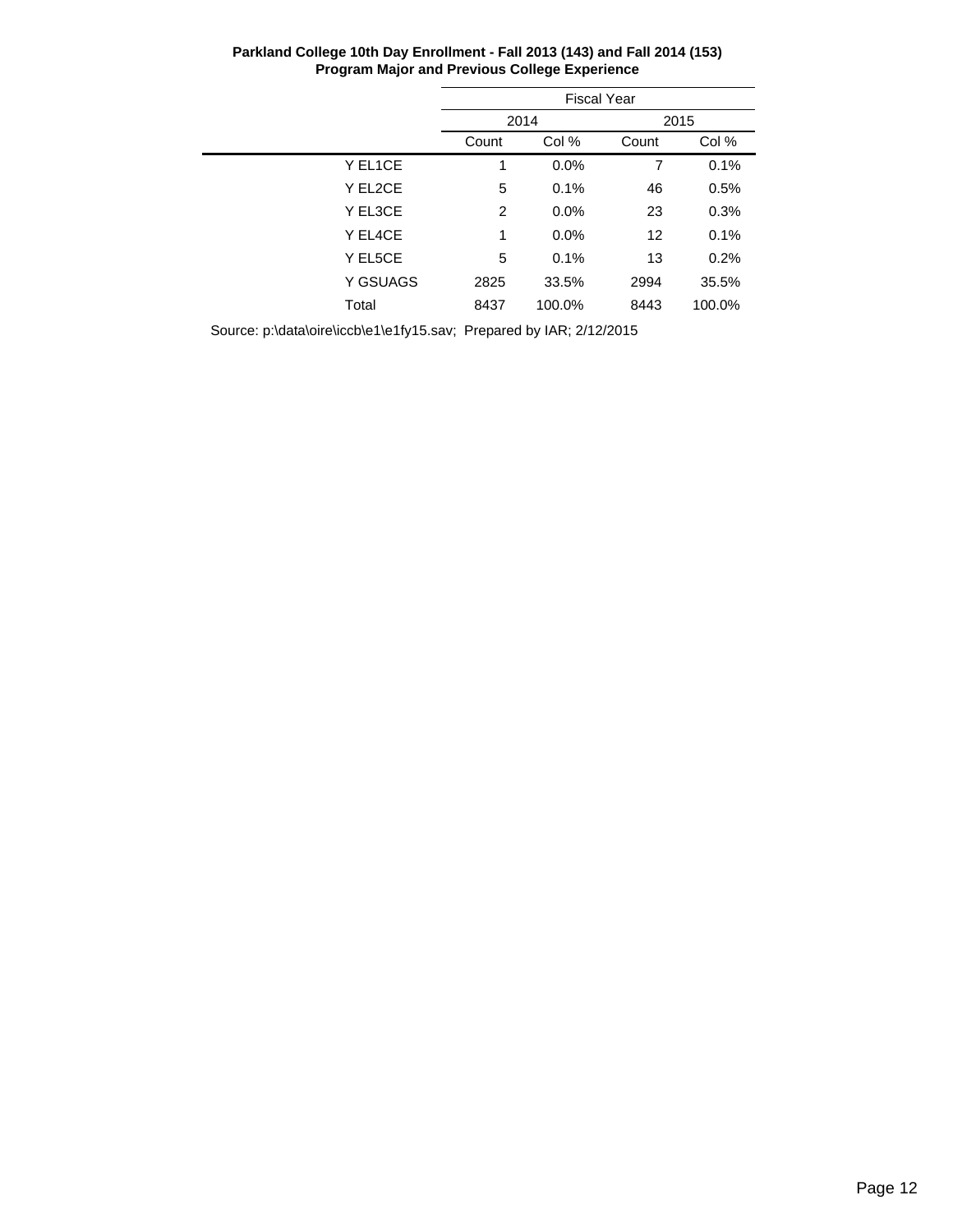**Parkland College 10th Day Enrollment - Fall 2013 (143) and Fall 2014 (153)**
**Program Major and Previous College Experience**

| | Fiscal Year | | | |
|---|---|---|---|---|
| | 2014 | | 2015 | |
| | Count | Col % | Count | Col % |
| Y EL1CE | 1 | 0.0% | 7 | 0.1% |
| Y EL2CE | 5 | 0.1% | 46 | 0.5% |
| Y EL3CE | 2 | 0.0% | 23 | 0.3% |
| Y EL4CE | 1 | 0.0% | 12 | 0.1% |
| Y EL5CE | 5 | 0.1% | 13 | 0.2% |
| Y GSUAGS | 2825 | 33.5% | 2994 | 35.5% |
| Total | 8437 | 100.0% | 8443 | 100.0% |

Source: p:\data\oire\iccb\e1\e1fy15.sav; Prepared by IAR; 2/12/2015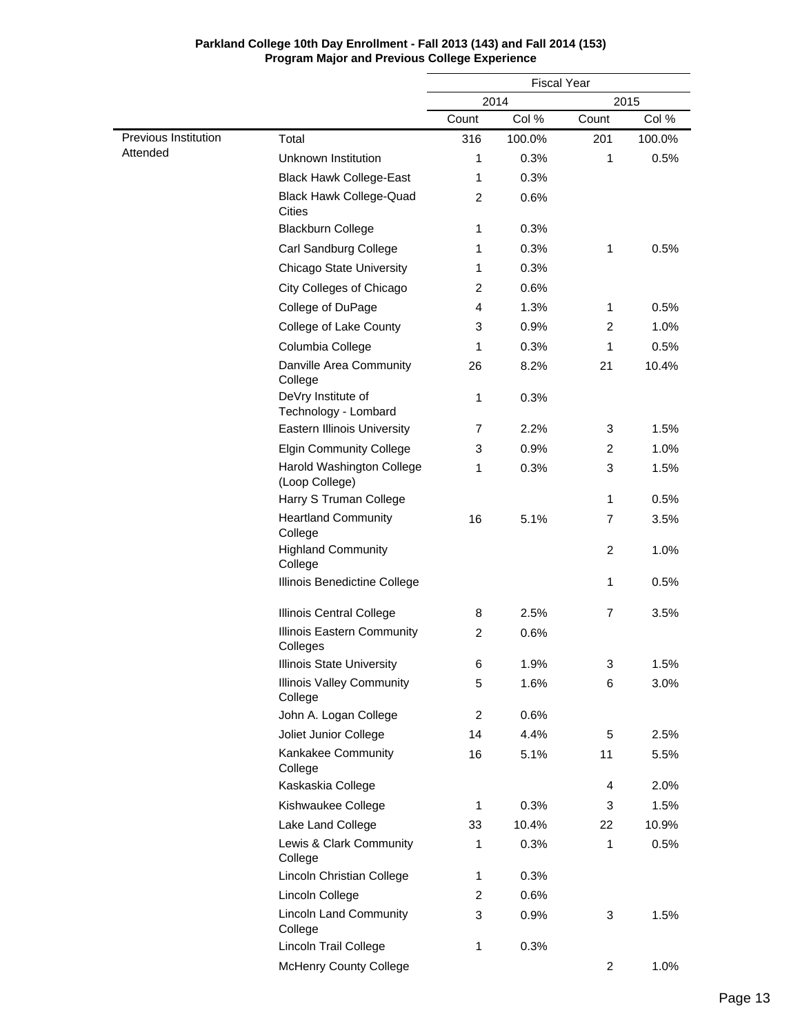**Parkland College 10th Day Enrollment - Fall 2013 (143) and Fall 2014 (153)**
**Program Major and Previous College Experience**

| | | Fiscal Year | | | |
|---|---|---|---|---|---|
| | | 2014 | | 2015 | |
| | | Count | Col % | Count | Col % |
| Previous Institution Attended | Total | 316 | 100.0% | 201 | 100.0% |
| | Unknown Institution | 1 | 0.3% | 1 | 0.5% |
| | Black Hawk College-East | 1 | 0.3% | | |
| | Black Hawk College-Quad Cities | 2 | 0.6% | | |
| | Blackburn College | 1 | 0.3% | | |
| | Carl Sandburg College | 1 | 0.3% | 1 | 0.5% |
| | Chicago State University | 1 | 0.3% | | |
| | City Colleges of Chicago | 2 | 0.6% | | |
| | College of DuPage | 4 | 1.3% | 1 | 0.5% |
| | College of Lake County | 3 | 0.9% | 2 | 1.0% |
| | Columbia College | 1 | 0.3% | 1 | 0.5% |
| | Danville Area Community College | 26 | 8.2% | 21 | 10.4% |
| | DeVry Institute of Technology - Lombard | 1 | 0.3% | | |
| | Eastern Illinois University | 7 | 2.2% | 3 | 1.5% |
| | Elgin Community College | 3 | 0.9% | 2 | 1.0% |
| | Harold Washington College (Loop College) | 1 | 0.3% | 3 | 1.5% |
| | Harry S Truman College | | | 1 | 0.5% |
| | Heartland Community College | 16 | 5.1% | 7 | 3.5% |
| | Highland Community College | | | 2 | 1.0% |
| | Illinois Benedictine College | | | 1 | 0.5% |
| | Illinois Central College | 8 | 2.5% | 7 | 3.5% |
| | Illinois Eastern Community Colleges | 2 | 0.6% | | |
| | Illinois State University | 6 | 1.9% | 3 | 1.5% |
| | Illinois Valley Community College | 5 | 1.6% | 6 | 3.0% |
| | John A. Logan College | 2 | 0.6% | | |
| | Joliet Junior College | 14 | 4.4% | 5 | 2.5% |
| | Kankakee Community College | 16 | 5.1% | 11 | 5.5% |
| | Kaskaskia College | | | 4 | 2.0% |
| | Kishwaukee College | 1 | 0.3% | 3 | 1.5% |
| | Lake Land College | 33 | 10.4% | 22 | 10.9% |
| | Lewis & Clark Community College | 1 | 0.3% | 1 | 0.5% |
| | Lincoln Christian College | 1 | 0.3% | | |
| | Lincoln College | 2 | 0.6% | | |
| | Lincoln Land Community College | 3 | 0.9% | 3 | 1.5% |
| | Lincoln Trail College | 1 | 0.3% | | |
| | McHenry County College | | | 2 | 1.0% |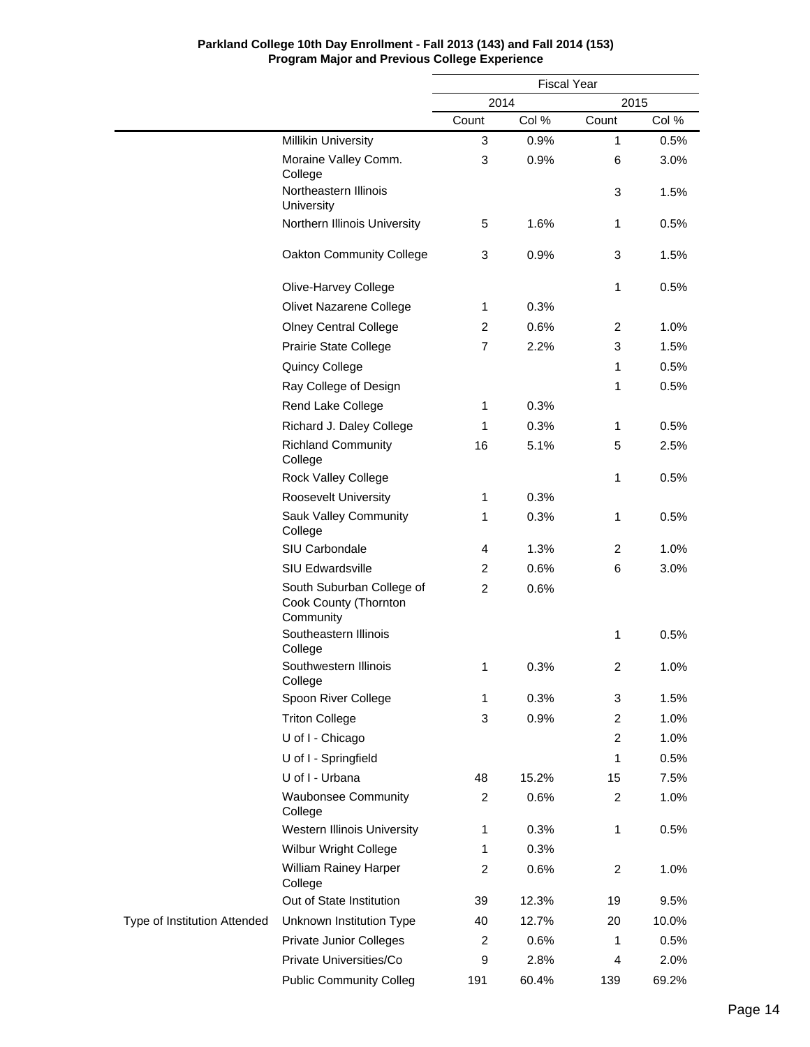**Parkland College 10th Day Enrollment - Fall 2013 (143) and Fall 2014 (153)**
**Program Major and Previous College Experience**

| | | Fiscal Year | | | |
|---|---|---|---|---|---|
| | | 2014 | | 2015 | |
| | | Count | Col % | Count | Col % |
| | Millikin University | 3 | 0.9% | 1 | 0.5% |
| | Moraine Valley Comm. College | 3 | 0.9% | 6 | 3.0% |
| | Northeastern Illinois University | | | 3 | 1.5% |
| | Northern Illinois University | 5 | 1.6% | 1 | 0.5% |
| | Oakton Community College | 3 | 0.9% | 3 | 1.5% |
| | Olive-Harvey College | | | 1 | 0.5% |
| | Olivet Nazarene College | 1 | 0.3% | | |
| | Olney Central College | 2 | 0.6% | 2 | 1.0% |
| | Prairie State College | 7 | 2.2% | 3 | 1.5% |
| | Quincy College | | | 1 | 0.5% |
| | Ray College of Design | | | 1 | 0.5% |
| | Rend Lake College | 1 | 0.3% | | |
| | Richard J. Daley College | 1 | 0.3% | 1 | 0.5% |
| | Richland Community College | 16 | 5.1% | 5 | 2.5% |
| | Rock Valley College | | | 1 | 0.5% |
| | Roosevelt University | 1 | 0.3% | | |
| | Sauk Valley Community College | 1 | 0.3% | 1 | 0.5% |
| | SIU Carbondale | 4 | 1.3% | 2 | 1.0% |
| | SIU Edwardsville | 2 | 0.6% | 6 | 3.0% |
| | South Suburban College of Cook County (Thornton Community | 2 | 0.6% | | |
| | Southeastern Illinois College | | | 1 | 0.5% |
| | Southwestern Illinois College | 1 | 0.3% | 2 | 1.0% |
| | Spoon River College | 1 | 0.3% | 3 | 1.5% |
| | Triton College | 3 | 0.9% | 2 | 1.0% |
| | U of I - Chicago | | | 2 | 1.0% |
| | U of I - Springfield | | | 1 | 0.5% |
| | U of I - Urbana | 48 | 15.2% | 15 | 7.5% |
| | Waubonsee Community College | 2 | 0.6% | 2 | 1.0% |
| | Western Illinois University | 1 | 0.3% | 1 | 0.5% |
| | Wilbur Wright College | 1 | 0.3% | | |
| | William Rainey Harper College | 2 | 0.6% | 2 | 1.0% |
| | Out of State Institution | 39 | 12.3% | 19 | 9.5% |
| Type of Institution Attended | Unknown Institution Type | 40 | 12.7% | 20 | 10.0% |
| | Private Junior Colleges | 2 | 0.6% | 1 | 0.5% |
| | Private Universities/Co | 9 | 2.8% | 4 | 2.0% |
| | Public Community Colleg | 191 | 60.4% | 139 | 69.2% |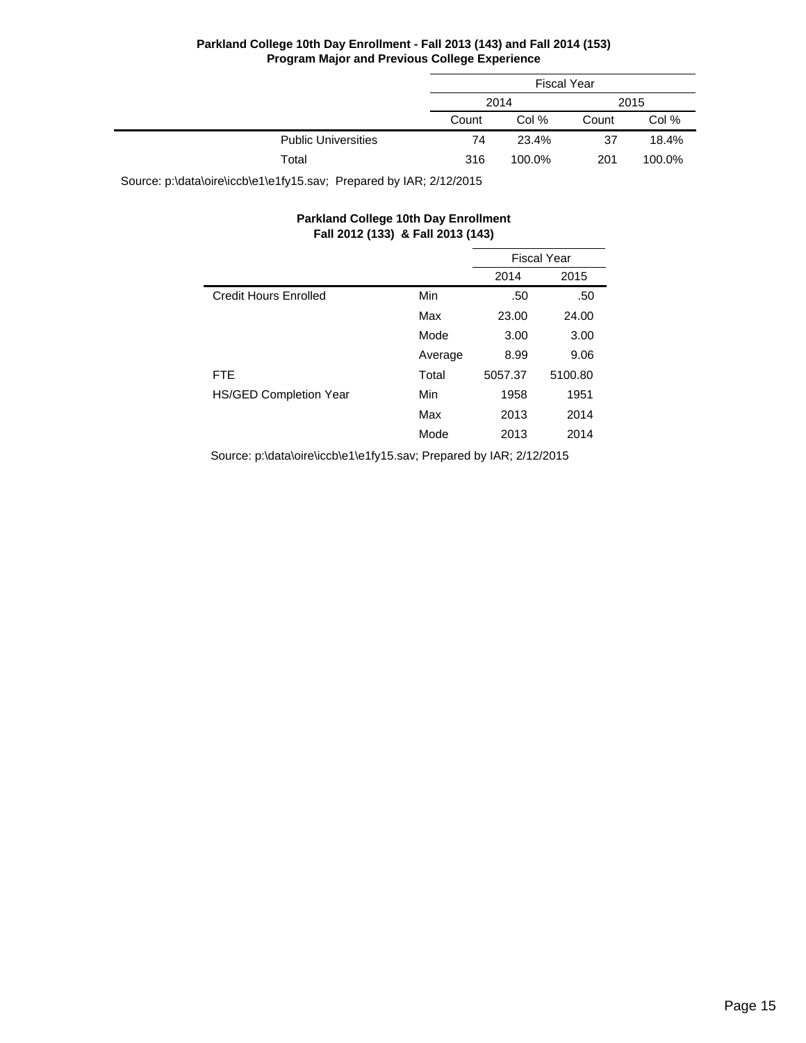**Parkland College 10th Day Enrollment - Fall 2013 (143) and Fall 2014 (153)**
**Program Major and Previous College Experience**

| | Fiscal Year | | | |
|---|---|---|---|---|
| | 2014 | | 2015 | |
| | Count | Col % | Count | Col % |
| Public Universities | 74 | 23.4% | 37 | 18.4% |
| Total | 316 | 100.0% | 201 | 100.0% |

Source: p:\data\oire\iccb\e1\e1fy15.sav; Prepared by IAR; 2/12/2015

**Parkland College 10th Day Enrollment**
**Fall 2012 (133) & Fall 2013 (143)**

| | | Fiscal Year | |
|---|---|---|---|
| | | 2014 | 2015 |
| Credit Hours Enrolled | Min | .50 | .50 |
| | Max | 23.00 | 24.00 |
| | Mode | 3.00 | 3.00 |
| | Average | 8.99 | 9.06 |
| FTE | Total | 5057.37 | 5100.80 |
| HS/GED Completion Year | Min | 1958 | 1951 |
| | Max | 2013 | 2014 |
| | Mode | 2013 | 2014 |

Source: p:\data\oire\iccb\e1\e1fy15.sav; Prepared by IAR; 2/12/2015